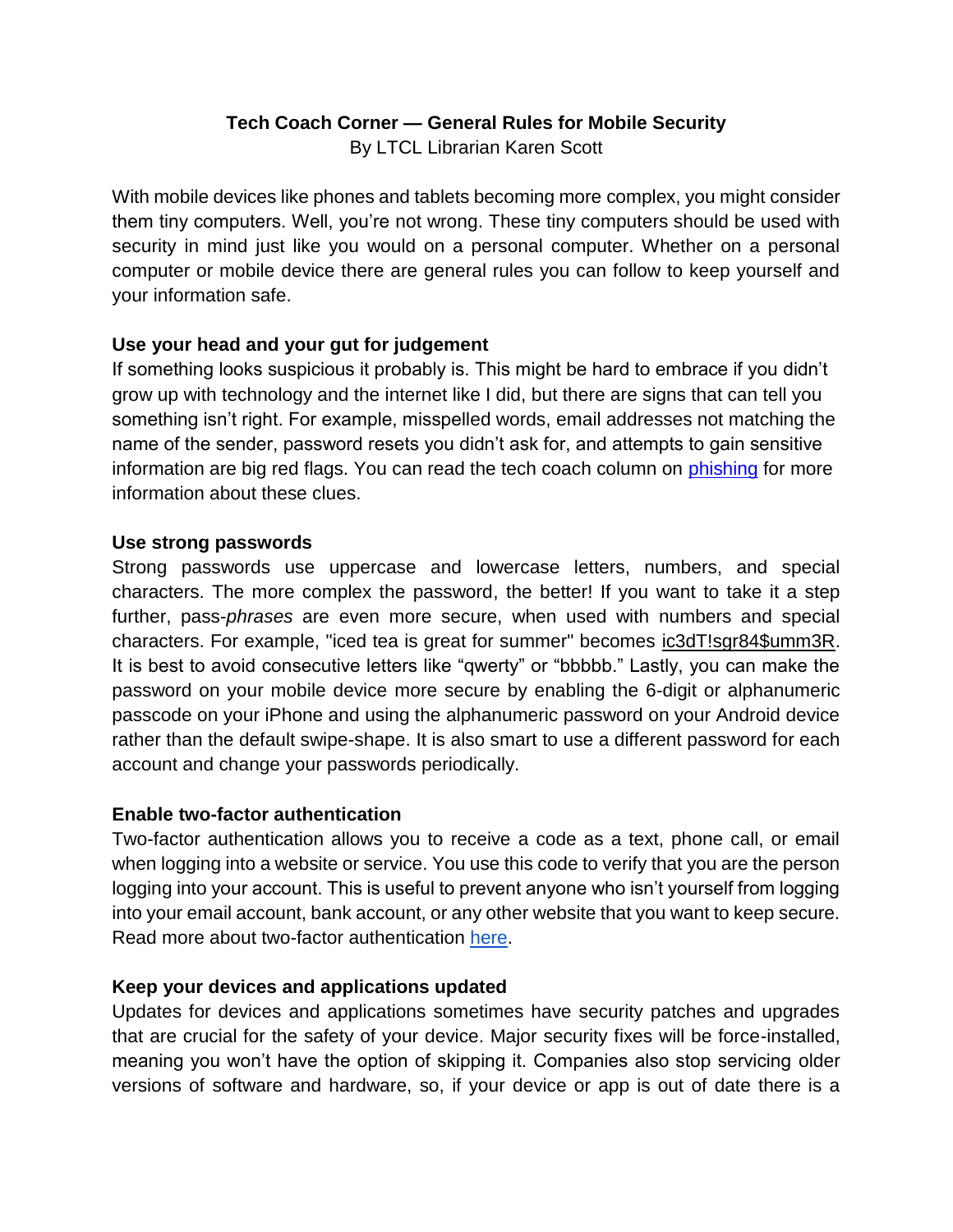**Tech Coach Corner — General Rules for Mobile Security**

By LTCL Librarian Karen Scott

With mobile devices like phones and tablets becoming more complex, you might consider them tiny computers. Well, you're not wrong. These tiny computers should be used with security in mind just like you would on a personal computer. Whether on a personal computer or mobile device there are general rules you can follow to keep yourself and your information safe.

**Use your head and your gut for judgement**

If something looks suspicious it probably is. This might be hard to embrace if you didn't grow up with technology and the internet like I did, but there are signs that can tell you something isn't right. For example, misspelled words, email addresses not matching the name of the sender, password resets you didn't ask for, and attempts to gain sensitive information are big red flags. You can read the tech coach column on phishing for more information about these clues.

**Use strong passwords**

Strong passwords use uppercase and lowercase letters, numbers, and special characters. The more complex the password, the better! If you want to take it a step further, pass-*phrases* are even more secure, when used with numbers and special characters. For example, "iced tea is great for summer" becomes ic3dT!sgr84$umm3R. It is best to avoid consecutive letters like "qwerty" or "bbbbb." Lastly, you can make the password on your mobile device more secure by enabling the 6-digit or alphanumeric passcode on your iPhone and using the alphanumeric password on your Android device rather than the default swipe-shape. It is also smart to use a different password for each account and change your passwords periodically.

**Enable two-factor authentication**

Two-factor authentication allows you to receive a code as a text, phone call, or email when logging into a website or service. You use this code to verify that you are the person logging into your account. This is useful to prevent anyone who isn't yourself from logging into your email account, bank account, or any other website that you want to keep secure. Read more about two-factor authentication here.

**Keep your devices and applications updated**

Updates for devices and applications sometimes have security patches and upgrades that are crucial for the safety of your device. Major security fixes will be force-installed, meaning you won't have the option of skipping it. Companies also stop servicing older versions of software and hardware, so, if your device or app is out of date there is a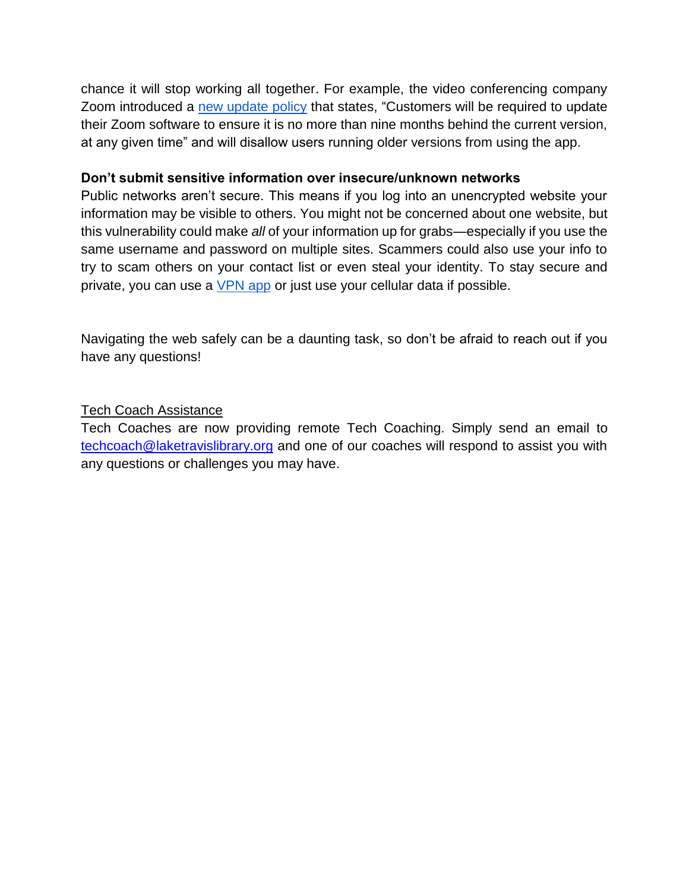chance it will stop working all together. For example, the video conferencing company Zoom introduced a new update policy that states, "Customers will be required to update their Zoom software to ensure it is no more than nine months behind the current version, at any given time" and will disallow users running older versions from using the app.

**Don't submit sensitive information over insecure/unknown networks**

Public networks aren't secure. This means if you log into an unencrypted website your information may be visible to others. You might not be concerned about one website, but this vulnerability could make *all* of your information up for grabs—especially if you use the same username and password on multiple sites. Scammers could also use your info to try to scam others on your contact list or even steal your identity. To stay secure and private, you can use a VPN app or just use your cellular data if possible.

Navigating the web safely can be a daunting task, so don't be afraid to reach out if you have any questions!

Tech Coach Assistance

Tech Coaches are now providing remote Tech Coaching. Simply send an email to techcoach@laketravislibrary.org and one of our coaches will respond to assist you with any questions or challenges you may have.